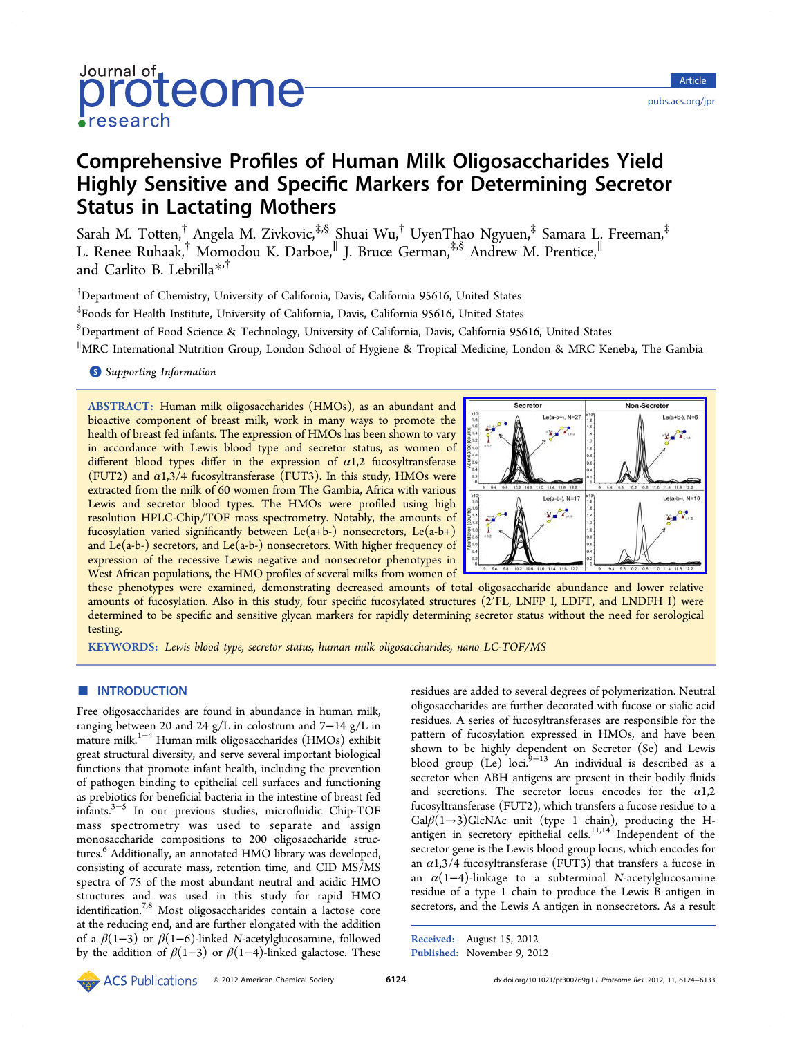# Comprehensive Profiles of Human Milk Oligosaccharides Yield Highly Sensitive and Specific Markers for Determining Secretor Status in Lactating Mothers

Sarah M. Totten,[†] Angela M. Zivkovic,[‡,§] Shuai Wu,[†] UyenThao Ngyuen,[‡] Samara L. Freeman,[‡] L. Renee Ruhaak,[†] Momodou K. Darboe,[∥] J. Bruce German,[‡,§] Andrew M. Prentice,[∥] and Carlito B. Lebrilla[*,†]

[†]Department of Chemistry, University of California, Davis, California 95616, United States

[‡]Foods for Health Institute, University of California, Davis, California 95616, United States

[§]Department of Food Science & Technology, University of California, Davis, California 95616, United States

[∥]MRC International Nutrition Group, London School of Hygiene & Tropical Medicine, London & MRC Keneba, The Gambia

Supporting Information

**ABSTRACT:** Human milk oligosaccharides (HMOs), as an abundant and bioactive component of breast milk, work in many ways to promote the health of breast fed infants. The expression of HMOs has been shown to vary in accordance with Lewis blood type and secretor status, as women of different blood types differ in the expression of α1,2 fucosyltransferase (FUT2) and α1,3/4 fucosyltransferase (FUT3). In this study, HMOs were extracted from the milk of 60 women from The Gambia, Africa with various Lewis and secretor blood types. The HMOs were profiled using high resolution HPLC-Chip/TOF mass spectrometry. Notably, the amounts of fucosylation varied significantly between Le(a+b-) nonsecretors, Le(a-b+) and Le(a-b-) secretors, and Le(a-b-) nonsecretors. With higher frequency of expression of the recessive Lewis negative and nonsecretor phenotypes in West African populations, the HMO profiles of several milks from women of these phenotypes were examined, demonstrating decreased amounts of total oligosaccharide abundance and lower relative amounts of fucosylation. Also in this study, four specific fucosylated structures (2′FL, LNFP I, LDFT, and LNDFH I) were determined to be specific and sensitive glycan markers for rapidly determining secretor status without the need for serological testing.

**KEYWORDS:** Lewis blood type, secretor status, human milk oligosaccharides, nano LC-TOF/MS

## INTRODUCTION

Free oligosaccharides are found in abundance in human milk, ranging between 20 and 24 g/L in colostrum and 7−14 g/L in mature milk.[1−4] Human milk oligosaccharides (HMOs) exhibit great structural diversity, and serve several important biological functions that promote infant health, including the prevention of pathogen binding to epithelial cell surfaces and functioning as prebiotics for beneficial bacteria in the intestine of breast fed infants.[3−5] In our previous studies, microfluidic Chip-TOF mass spectrometry was used to separate and assign monosaccharide compositions to 200 oligosaccharide structures.[6] Additionally, an annotated HMO library was developed, consisting of accurate mass, retention time, and CID MS/MS spectra of 75 of the most abundant neutral and acidic HMO structures and was used in this study for rapid HMO identification.[7,8] Most oligosaccharides contain a lactose core at the reducing end, and are further elongated with the addition of a β(1−3) or β(1−6)-linked N-acetylglucosamine, followed by the addition of β(1−3) or β(1−4)-linked galactose. These residues are added to several degrees of polymerization. Neutral oligosaccharides are further decorated with fucose or sialic acid residues. A series of fucosyltransferases are responsible for the pattern of fucosylation expressed in HMOs, and have been shown to be highly dependent on Secretor (Se) and Lewis blood group (Le) loci.[9−13] An individual is described as a secretor when ABH antigens are present in their bodily fluids and secretions. The secretor locus encodes for the α1,2 fucosyltransferase (FUT2), which transfers a fucose residue to a Galβ(1→3)GlcNAc unit (type 1 chain), producing the H-antigen in secretory epithelial cells.[11,14] Independent of the secretor gene is the Lewis blood group locus, which encodes for an α1,3/4 fucosyltransferase (FUT3) that transfers a fucose in an α(1−4)-linkage to a subterminal N-acetylglucosamine residue of a type 1 chain to produce the Lewis B antigen in secretors, and the Lewis A antigen in nonsecretors. As a result

Received: August 15, 2012
Published: November 9, 2012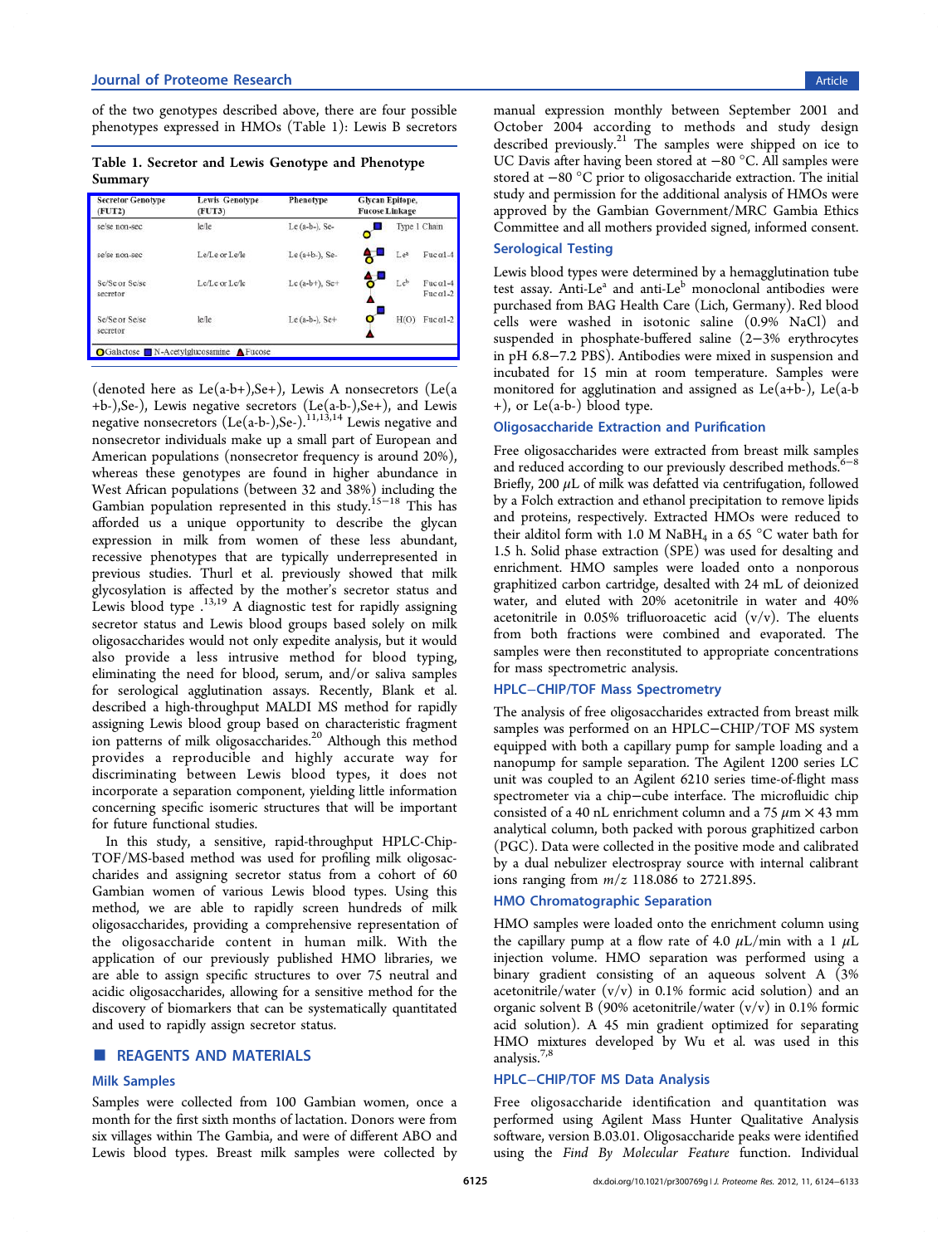of the two genotypes described above, there are four possible phenotypes expressed in HMOs (Table 1): Lewis B secretors

**Table 1. Secretor and Lewis Genotype and Phenotype Summary**

| Secretor Genotype (FUT2) | Lewis Genotype (FUT3) | Phenotype | Glycan Epitope, Fucose Linkage | |
|---|---|---|---|---|
| se/se non-sec | le/le | Le (a-b-), Se- | Type 1 Chain | |
| se/se non-sec | Le/Le or Le/le | Le (a+b-), Se- | Le$^a$ | Fuc α1-4 |
| Se/Se or Se/se secretor | Le/Le or Le/le | Le (a-b+), Se+ | Le$^b$ | Fuc α1-4 Fuc α1-2 |
| Se/Se or Se/se secretor | le/le | Le (a-b-), Se+ | H(O) | Fuc α1-2 |

○Galactose ■N-Acetylglucosamine ▲Fucose

(denoted here as Le(a-b+),Se+), Lewis A nonsecretors (Le(a+b-),Se-), Lewis negative secretors (Le(a-b-),Se+), and Lewis negative nonsecretors (Le(a-b-),Se-).[11,13,14] Lewis negative and nonsecretor individuals make up a small part of European and American populations (nonsecretor frequency is around 20%), whereas these genotypes are found in higher abundance in West African populations (between 32 and 38%) including the Gambian population represented in this study.[15−18] This has afforded us a unique opportunity to describe the glycan expression in milk from women of these less abundant, recessive phenotypes that are typically underrepresented in previous studies. Thurl et al. previously showed that milk glycosylation is affected by the mother's secretor status and Lewis blood type .[13,19] A diagnostic test for rapidly assigning secretor status and Lewis blood groups based solely on milk oligosaccharides would not only expedite analysis, but it would also provide a less intrusive method for blood typing, eliminating the need for blood, serum, and/or saliva samples for serological agglutination assays. Recently, Blank et al. described a high-throughput MALDI MS method for rapidly assigning Lewis blood group based on characteristic fragment ion patterns of milk oligosaccharides.[20] Although this method provides a reproducible and highly accurate way for discriminating between Lewis blood types, it does not incorporate a separation component, yielding little information concerning specific isomeric structures that will be important for future functional studies.

In this study, a sensitive, rapid-throughput HPLC-Chip-TOF/MS-based method was used for profiling milk oligosaccharides and assigning secretor status from a cohort of 60 Gambian women of various Lewis blood types. Using this method, we are able to rapidly screen hundreds of milk oligosaccharides, providing a comprehensive representation of the oligosaccharide content in human milk. With the application of our previously published HMO libraries, we are able to assign specific structures to over 75 neutral and acidic oligosaccharides, allowing for a sensitive method for the discovery of biomarkers that can be systematically quantitated and used to rapidly assign secretor status.

## REAGENTS AND MATERIALS

### Milk Samples

Samples were collected from 100 Gambian women, once a month for the first sixth months of lactation. Donors were from six villages within The Gambia, and were of different ABO and Lewis blood types. Breast milk samples were collected by manual expression monthly between September 2001 and October 2004 according to methods and study design described previously.[21] The samples were shipped on ice to UC Davis after having been stored at −80 °C. All samples were stored at −80 °C prior to oligosaccharide extraction. The initial study and permission for the additional analysis of HMOs were approved by the Gambian Government/MRC Gambia Ethics Committee and all mothers provided signed, informed consent.

### Serological Testing

Lewis blood types were determined by a hemagglutination tube test assay. Anti-Le$^a$ and anti-Le$^b$ monoclonal antibodies were purchased from BAG Health Care (Lich, Germany). Red blood cells were washed in isotonic saline (0.9% NaCl) and suspended in phosphate-buffered saline (2−3% erythrocytes in pH 6.8−7.2 PBS). Antibodies were mixed in suspension and incubated for 15 min at room temperature. Samples were monitored for agglutination and assigned as Le(a+b-), Le(a-b+), or Le(a-b-) blood type.

### Oligosaccharide Extraction and Purification

Free oligosaccharides were extracted from breast milk samples and reduced according to our previously described methods.[6−8] Briefly, 200 μL of milk was defatted via centrifugation, followed by a Folch extraction and ethanol precipitation to remove lipids and proteins, respectively. Extracted HMOs were reduced to their alditol form with 1.0 M $NaBH_4$ in a 65 °C water bath for 1.5 h. Solid phase extraction (SPE) was used for desalting and enrichment. HMO samples were loaded onto a nonporous graphitized carbon cartridge, desalted with 24 mL of deionized water, and eluted with 20% acetonitrile in water and 40% acetonitrile in 0.05% trifluoroacetic acid (v/v). The eluents from both fractions were combined and evaporated. The samples were then reconstituted to appropriate concentrations for mass spectrometric analysis.

### HPLC−CHIP/TOF Mass Spectrometry

The analysis of free oligosaccharides extracted from breast milk samples was performed on an HPLC−CHIP/TOF MS system equipped with both a capillary pump for sample loading and a nanopump for sample separation. The Agilent 1200 series LC unit was coupled to an Agilent 6210 series time-of-flight mass spectrometer via a chip−cube interface. The microfluidic chip consisted of a 40 nL enrichment column and a 75 μm × 43 mm analytical column, both packed with porous graphitized carbon (PGC). Data were collected in the positive mode and calibrated by a dual nebulizer electrospray source with internal calibrant ions ranging from $m/z$ 118.086 to 2721.895.

### HMO Chromatographic Separation

HMO samples were loaded onto the enrichment column using the capillary pump at a flow rate of 4.0 μL/min with a 1 μL injection volume. HMO separation was performed using a binary gradient consisting of an aqueous solvent A (3% acetonitrile/water (v/v) in 0.1% formic acid solution) and an organic solvent B (90% acetonitrile/water (v/v) in 0.1% formic acid solution). A 45 min gradient optimized for separating HMO mixtures developed by Wu et al. was used in this analysis.[7,8]

### HPLC−CHIP/TOF MS Data Analysis

Free oligosaccharide identification and quantitation was performed using Agilent Mass Hunter Qualitative Analysis software, version B.03.01. Oligosaccharide peaks were identified using the *Find By Molecular Feature* function. Individual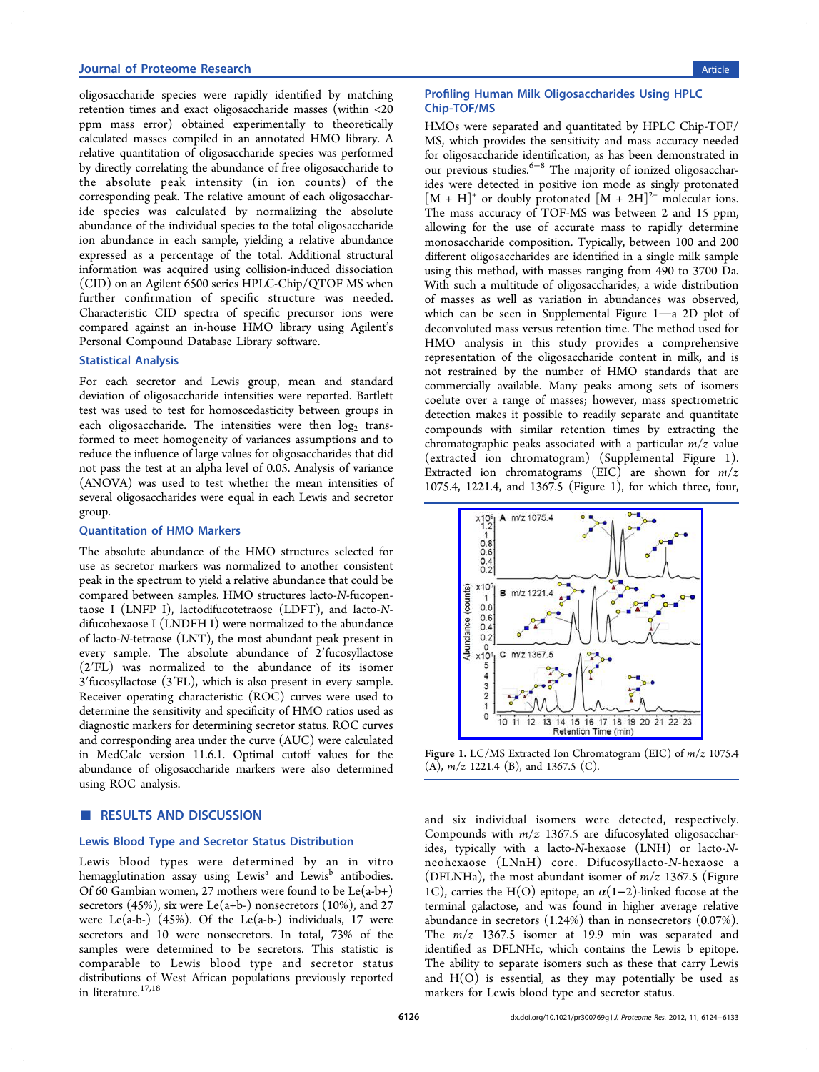oligosaccharide species were rapidly identified by matching retention times and exact oligosaccharide masses (within <20 ppm mass error) obtained experimentally to theoretically calculated masses compiled in an annotated HMO library. A relative quantitation of oligosaccharide species was performed by directly correlating the abundance of free oligosaccharide to the absolute peak intensity (in ion counts) of the corresponding peak. The relative amount of each oligosaccharide species was calculated by normalizing the absolute abundance of the individual species to the total oligosaccharide ion abundance in each sample, yielding a relative abundance expressed as a percentage of the total. Additional structural information was acquired using collision-induced dissociation (CID) on an Agilent 6500 series HPLC-Chip/QTOF MS when further confirmation of specific structure was needed. Characteristic CID spectra of specific precursor ions were compared against an in-house HMO library using Agilent's Personal Compound Database Library software.

### Statistical Analysis

For each secretor and Lewis group, mean and standard deviation of oligosaccharide intensities were reported. Bartlett test was used to test for homoscedasticity between groups in each oligosaccharide. The intensities were then $\log_2$ transformed to meet homogeneity of variances assumptions and to reduce the influence of large values for oligosaccharides that did not pass the test at an alpha level of 0.05. Analysis of variance (ANOVA) was used to test whether the mean intensities of several oligosaccharides were equal in each Lewis and secretor group.

### Quantitation of HMO Markers

The absolute abundance of the HMO structures selected for use as secretor markers was normalized to another consistent peak in the spectrum to yield a relative abundance that could be compared between samples. HMO structures lacto-*N*-fucopentaose I (LNFP I), lactodifucotetraose (LDFT), and lacto-*N*-difucohexaose I (LNDFH I) were normalized to the abundance of lacto-*N*-tetraose (LNT), the most abundant peak present in every sample. The absolute abundance of 2′fucosyllactose (2′FL) was normalized to the abundance of its isomer 3′fucosyllactose (3′FL), which is also present in every sample. Receiver operating characteristic (ROC) curves were used to determine the sensitivity and specificity of HMO ratios used as diagnostic markers for determining secretor status. ROC curves and corresponding area under the curve (AUC) were calculated in MedCalc version 11.6.1. Optimal cutoff values for the abundance of oligosaccharide markers were also determined using ROC analysis.

## RESULTS AND DISCUSSION

### Lewis Blood Type and Secretor Status Distribution

Lewis blood types were determined by an in vitro hemagglutination assay using Lewis[a] and Lewis[b] antibodies. Of 60 Gambian women, 27 mothers were found to be Le(a-b+) secretors (45%), six were Le(a+b-) nonsecretors (10%), and 27 were Le(a-b-) (45%). Of the Le(a-b-) individuals, 17 were secretors and 10 were nonsecretors. In total, 73% of the samples were determined to be secretors. This statistic is comparable to Lewis blood type and secretor status distributions of West African populations previously reported in literature.[17,18]

### Profiling Human Milk Oligosaccharides Using HPLC Chip-TOF/MS

HMOs were separated and quantitated by HPLC Chip-TOF/MS, which provides the sensitivity and mass accuracy needed for oligosaccharide identification, as has been demonstrated in our previous studies.[6−8] The majority of ionized oligosaccharides were detected in positive ion mode as singly protonated $[M + H]^+$ or doubly protonated $[M + 2H]^{2+}$ molecular ions. The mass accuracy of TOF-MS was between 2 and 15 ppm, allowing for the use of accurate mass to rapidly determine monosaccharide composition. Typically, between 100 and 200 different oligosaccharides are identified in a single milk sample using this method, with masses ranging from 490 to 3700 Da. With such a multitude of oligosaccharides, a wide distribution of masses as well as variation in abundances was observed, which can be seen in Supplemental Figure 1—a 2D plot of deconvoluted mass versus retention time. The method used for HMO analysis in this study provides a comprehensive representation of the oligosaccharide content in milk, and is not restrained by the number of HMO standards that are commercially available. Many peaks among sets of isomers coelute over a range of masses; however, mass spectrometric detection makes it possible to readily separate and quantitate compounds with similar retention times by extracting the chromatographic peaks associated with a particular $m/z$ value (extracted ion chromatogram) (Supplemental Figure 1). Extracted ion chromatograms (EIC) are shown for $m/z$ 1075.4, 1221.4, and 1367.5 (Figure 1), for which three, four, and six individual isomers were detected, respectively. Compounds with $m/z$ 1367.5 are difucosylated oligosaccharides, typically with a lacto-*N*-hexaose (LNH) or lacto-*N*-neohexaose (LNnH) core. Difucosyllacto-*N*-hexaose a (DFLNHa), the most abundant isomer of $m/z$ 1367.5 (Figure 1C), carries the H(O) epitope, an $\alpha(1-2)$-linked fucose at the terminal galactose, and was found in higher average relative abundance in secretors (1.24%) than in nonsecretors (0.07%). The $m/z$ 1367.5 isomer at 19.9 min was separated and identified as DFLNHc, which contains the Lewis b epitope. The ability to separate isomers such as these that carry Lewis and H(O) is essential, as they may potentially be used as markers for Lewis blood type and secretor status.

**Figure 1.** LC/MS Extracted Ion Chromatogram (EIC) of $m/z$ 1075.4 (A), $m/z$ 1221.4 (B), and 1367.5 (C).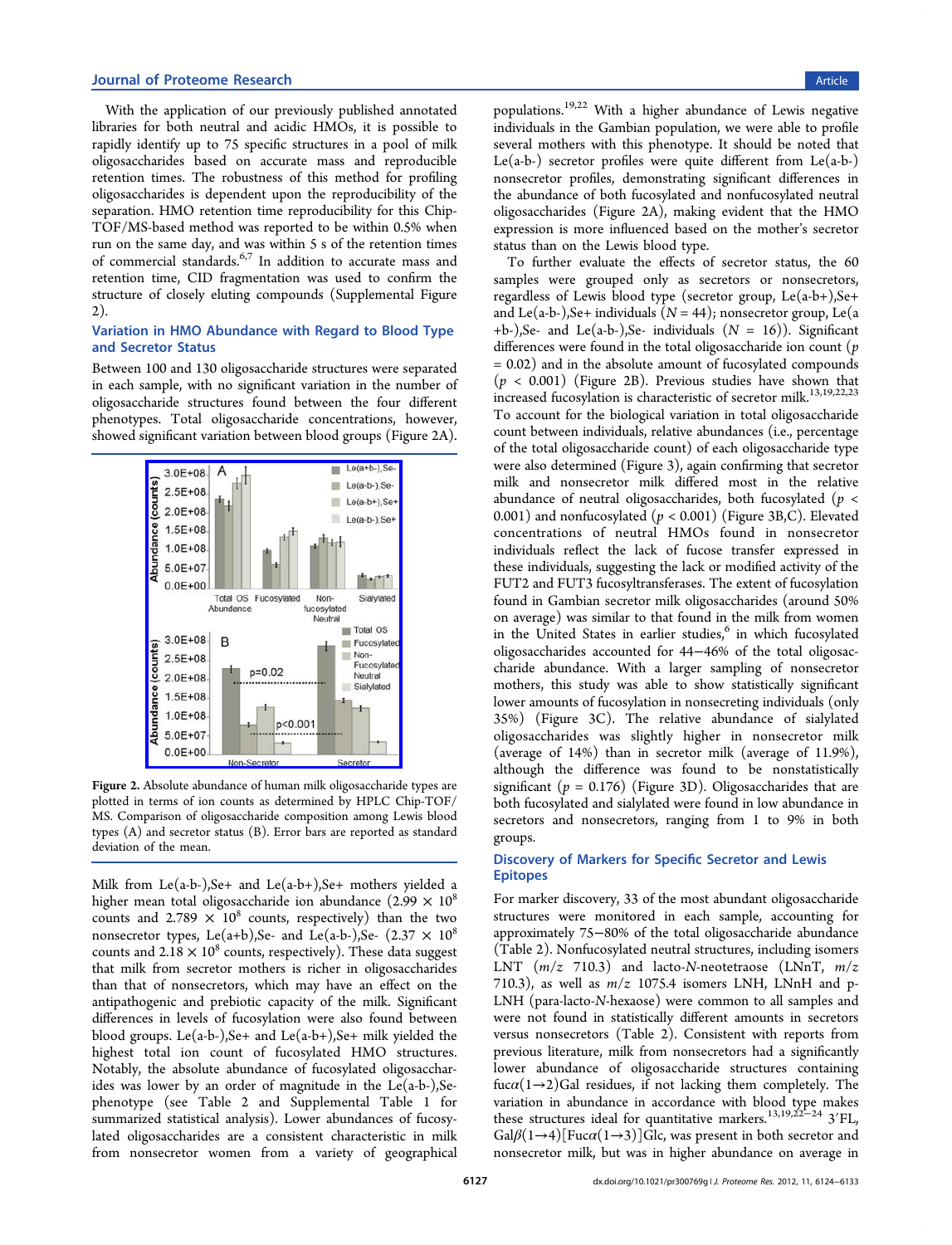With the application of our previously published annotated libraries for both neutral and acidic HMOs, it is possible to rapidly identify up to 75 specific structures in a pool of milk oligosaccharides based on accurate mass and reproducible retention times. The robustness of this method for profiling oligosaccharides is dependent upon the reproducibility of the separation. HMO retention time reproducibility for this Chip-TOF/MS-based method was reported to be within 0.5% when run on the same day, and was within 5 s of the retention times of commercial standards.[6,7] In addition to accurate mass and retention time, CID fragmentation was used to confirm the structure of closely eluting compounds (Supplemental Figure 2).

### Variation in HMO Abundance with Regard to Blood Type and Secretor Status

Between 100 and 130 oligosaccharide structures were separated in each sample, with no significant variation in the number of oligosaccharide structures found between the four different phenotypes. Total oligosaccharide concentrations, however, showed significant variation between blood groups (Figure 2A).

**Figure 2.** Absolute abundance of human milk oligosaccharide types are plotted in terms of ion counts as determined by HPLC Chip-TOF/MS. Comparison of oligosaccharide composition among Lewis blood types (A) and secretor status (B). Error bars are reported as standard deviation of the mean.

Milk from Le(a-b-),Se+ and Le(a-b+),Se+ mothers yielded a higher mean total oligosaccharide ion abundance ($2.99 \times 10^8$ counts and $2.789 \times 10^8$ counts, respectively) than the two nonsecretor types, Le(a+b),Se- and Le(a-b-),Se- ($2.37 \times 10^8$ counts and $2.18 \times 10^8$ counts, respectively). These data suggest that milk from secretor mothers is richer in oligosaccharides than that of nonsecretors, which may have an effect on the antipathogenic and prebiotic capacity of the milk. Significant differences in levels of fucosylation were also found between blood groups. Le(a-b-),Se+ and Le(a-b+),Se+ milk yielded the highest total ion count of fucosylated HMO structures. Notably, the absolute abundance of fucosylated oligosaccharides was lower by an order of magnitude in the Le(a-b-),Se- phenotype (see Table 2 and Supplemental Table 1 for summarized statistical analysis). Lower abundances of fucosylated oligosaccharides are a consistent characteristic in milk from nonsecretor women from a variety of geographical populations.[19,22] With a higher abundance of Lewis negative individuals in the Gambian population, we were able to profile several mothers with this phenotype. It should be noted that Le(a-b-) secretor profiles were quite different from Le(a-b-) nonsecretor profiles, demonstrating significant differences in the abundance of both fucosylated and nonfucosylated neutral oligosaccharides (Figure 2A), making evident that the HMO expression is more influenced based on the mother's secretor status than on the Lewis blood type.

To further evaluate the effects of secretor status, the 60 samples were grouped only as secretors or nonsecretors, regardless of Lewis blood type (secretor group, Le(a-b+),Se+ and Le(a-b-),Se+ individuals ($N = 44$); nonsecretor group, Le(a+b-),Se- and Le(a-b-),Se- individuals ($N = 16$)). Significant differences were found in the total oligosaccharide ion count ($p = 0.02$) and in the absolute amount of fucosylated compounds ($p < 0.001$) (Figure 2B). Previous studies have shown that increased fucosylation is characteristic of secretor milk.[13,19,22,23] To account for the biological variation in total oligosaccharide count between individuals, relative abundances (i.e., percentage of the total oligosaccharide count) of each oligosaccharide type were also determined (Figure 3), again confirming that secretor milk and nonsecretor milk differed most in the relative abundance of neutral oligosaccharides, both fucosylated ($p < 0.001$) and nonfucosylated ($p < 0.001$) (Figure 3B,C). Elevated concentrations of neutral HMOs found in nonsecretor individuals reflect the lack of fucose transfer expressed in these individuals, suggesting the lack or modified activity of the FUT2 and FUT3 fucosyltransferases. The extent of fucosylation found in Gambian secretor milk oligosaccharides (around 50% on average) was similar to that found in the milk from women in the United States in earlier studies,[6] in which fucosylated oligosaccharides accounted for 44–46% of the total oligosaccharide abundance. With a larger sampling of nonsecretor mothers, this study was able to show statistically significant lower amounts of fucosylation in nonsecreting individuals (only 35%) (Figure 3C). The relative abundance of sialylated oligosaccharides was slightly higher in nonsecretor milk (average of 14%) than in secretor milk (average of 11.9%), although the difference was found to be nonstatistically significant ($p = 0.176$) (Figure 3D). Oligosaccharides that are both fucosylated and sialylated were found in low abundance in secretors and nonsecretors, ranging from 1 to 9% in both groups.

### Discovery of Markers for Specific Secretor and Lewis Epitopes

For marker discovery, 33 of the most abundant oligosaccharide structures were monitored in each sample, accounting for approximately 75–80% of the total oligosaccharide abundance (Table 2). Nonfucosylated neutral structures, including isomers LNT ($m/z$ 710.3) and lacto-*N*-neotetraose (LNnT, $m/z$ 710.3), as well as $m/z$ 1075.4 isomers LNH, LNnH and p-LNH (para-lacto-*N*-hexaose) were common to all samples and were not found in statistically different amounts in secretors versus nonsecretors (Table 2). Consistent with reports from previous literature, milk from nonsecretors had a significantly lower abundance of oligosaccharide structures containing fuc$\alpha$(1→2)Gal residues, if not lacking them completely. The variation in abundance in accordance with blood type makes these structures ideal for quantitative markers.[13,19,22–24] 3′FL, Gal$\beta$(1→4)[Fuc$\alpha$(1→3)]Glc, was present in both secretor and nonsecretor milk, but was in higher abundance on average in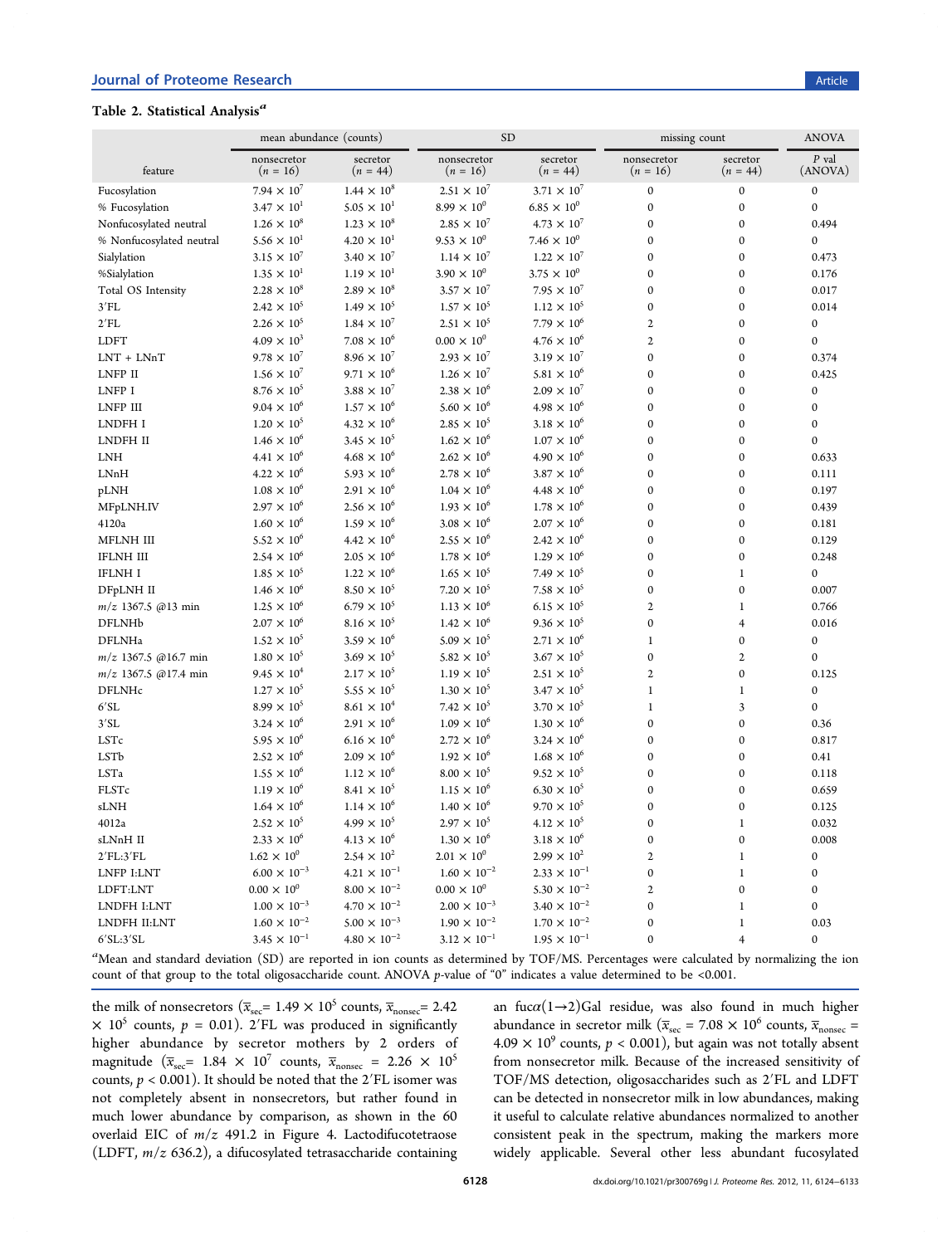**Table 2. Statistical Analysis**[a]

| feature | mean abundance (counts) | | SD | | missing count | | ANOVA |
|---|---|---|---|---|---|---|---|
| | nonsecretor ($n$ = 16) | secretor ($n$ = 44) | nonsecretor ($n$ = 16) | secretor ($n$ = 44) | nonsecretor ($n$ = 16) | secretor ($n$ = 44) | $P$ val (ANOVA) |
| Fucosylation | $7.94 \times 10^{7}$ | $1.44 \times 10^{8}$ | $2.51 \times 10^{7}$ | $3.71 \times 10^{7}$ | 0 | 0 | 0 |
| % Fucosylation | $3.47 \times 10^{1}$ | $5.05 \times 10^{1}$ | $8.99 \times 10^{0}$ | $6.85 \times 10^{0}$ | 0 | 0 | 0 |
| Nonfucosylated neutral | $1.26 \times 10^{8}$ | $1.23 \times 10^{8}$ | $2.85 \times 10^{7}$ | $4.73 \times 10^{7}$ | 0 | 0 | 0.494 |
| % Nonfucosylated neutral | $5.56 \times 10^{1}$ | $4.20 \times 10^{1}$ | $9.53 \times 10^{0}$ | $7.46 \times 10^{0}$ | 0 | 0 | 0 |
| Sialylation | $3.15 \times 10^{7}$ | $3.40 \times 10^{7}$ | $1.14 \times 10^{7}$ | $1.22 \times 10^{7}$ | 0 | 0 | 0.473 |
| %Sialylation | $1.35 \times 10^{1}$ | $1.19 \times 10^{1}$ | $3.90 \times 10^{0}$ | $3.75 \times 10^{0}$ | 0 | 0 | 0.176 |
| Total OS Intensity | $2.28 \times 10^{8}$ | $2.89 \times 10^{8}$ | $3.57 \times 10^{7}$ | $7.95 \times 10^{7}$ | 0 | 0 | 0.017 |
| 3′FL | $2.42 \times 10^{5}$ | $1.49 \times 10^{5}$ | $1.57 \times 10^{5}$ | $1.12 \times 10^{5}$ | 0 | 0 | 0.014 |
| 2′FL | $2.26 \times 10^{5}$ | $1.84 \times 10^{7}$ | $2.51 \times 10^{5}$ | $7.79 \times 10^{6}$ | 2 | 0 | 0 |
| LDFT | $4.09 \times 10^{3}$ | $7.08 \times 10^{6}$ | $0.00 \times 10^{0}$ | $4.76 \times 10^{6}$ | 2 | 0 | 0 |
| LNT + LNnT | $9.78 \times 10^{7}$ | $8.96 \times 10^{7}$ | $2.93 \times 10^{7}$ | $3.19 \times 10^{7}$ | 0 | 0 | 0.374 |
| LNFP II | $1.56 \times 10^{7}$ | $9.71 \times 10^{6}$ | $1.26 \times 10^{7}$ | $5.81 \times 10^{6}$ | 0 | 0 | 0.425 |
| LNFP I | $8.76 \times 10^{5}$ | $3.88 \times 10^{7}$ | $2.38 \times 10^{6}$ | $2.09 \times 10^{7}$ | 0 | 0 | 0 |
| LNFP III | $9.04 \times 10^{6}$ | $1.57 \times 10^{6}$ | $5.60 \times 10^{6}$ | $4.98 \times 10^{6}$ | 0 | 0 | 0 |
| LNDFH I | $1.20 \times 10^{5}$ | $4.32 \times 10^{6}$ | $2.85 \times 10^{5}$ | $3.18 \times 10^{6}$ | 0 | 0 | 0 |
| LNDFH II | $1.46 \times 10^{6}$ | $3.45 \times 10^{5}$ | $1.62 \times 10^{6}$ | $1.07 \times 10^{6}$ | 0 | 0 | 0 |
| LNH | $4.41 \times 10^{6}$ | $4.68 \times 10^{6}$ | $2.62 \times 10^{6}$ | $4.90 \times 10^{6}$ | 0 | 0 | 0.633 |
| LNnH | $4.22 \times 10^{6}$ | $5.93 \times 10^{6}$ | $2.78 \times 10^{6}$ | $3.87 \times 10^{6}$ | 0 | 0 | 0.111 |
| pLNH | $1.08 \times 10^{6}$ | $2.91 \times 10^{6}$ | $1.04 \times 10^{6}$ | $4.48 \times 10^{6}$ | 0 | 0 | 0.197 |
| MFpLNH.IV | $2.97 \times 10^{6}$ | $2.56 \times 10^{6}$ | $1.93 \times 10^{6}$ | $1.78 \times 10^{6}$ | 0 | 0 | 0.439 |
| 4120a | $1.60 \times 10^{6}$ | $1.59 \times 10^{6}$ | $3.08 \times 10^{6}$ | $2.07 \times 10^{6}$ | 0 | 0 | 0.181 |
| MFLNH III | $5.52 \times 10^{6}$ | $4.42 \times 10^{6}$ | $2.55 \times 10^{6}$ | $2.42 \times 10^{6}$ | 0 | 0 | 0.129 |
| IFLNH III | $2.54 \times 10^{6}$ | $2.05 \times 10^{6}$ | $1.78 \times 10^{6}$ | $1.29 \times 10^{6}$ | 0 | 0 | 0.248 |
| IFLNH I | $1.85 \times 10^{5}$ | $1.22 \times 10^{6}$ | $1.65 \times 10^{5}$ | $7.49 \times 10^{5}$ | 0 | 1 | 0 |
| DFpLNH II | $1.46 \times 10^{6}$ | $8.50 \times 10^{5}$ | $7.20 \times 10^{5}$ | $7.58 \times 10^{5}$ | 0 | 0 | 0.007 |
| $m/z$ 1367.5 @13 min | $1.25 \times 10^{6}$ | $6.79 \times 10^{5}$ | $1.13 \times 10^{6}$ | $6.15 \times 10^{5}$ | 2 | 1 | 0.766 |
| DFLNHb | $2.07 \times 10^{6}$ | $8.16 \times 10^{5}$ | $1.42 \times 10^{6}$ | $9.36 \times 10^{5}$ | 0 | 4 | 0.016 |
| DFLNHa | $1.52 \times 10^{5}$ | $3.59 \times 10^{6}$ | $5.09 \times 10^{5}$ | $2.71 \times 10^{6}$ | 1 | 0 | 0 |
| $m/z$ 1367.5 @16.7 min | $1.80 \times 10^{5}$ | $3.69 \times 10^{5}$ | $5.82 \times 10^{5}$ | $3.67 \times 10^{5}$ | 0 | 2 | 0 |
| $m/z$ 1367.5 @17.4 min | $9.45 \times 10^{4}$ | $2.17 \times 10^{5}$ | $1.19 \times 10^{5}$ | $2.51 \times 10^{5}$ | 2 | 0 | 0.125 |
| DFLNHc | $1.27 \times 10^{5}$ | $5.55 \times 10^{5}$ | $1.30 \times 10^{5}$ | $3.47 \times 10^{5}$ | 1 | 1 | 0 |
| 6′SL | $8.99 \times 10^{5}$ | $8.61 \times 10^{4}$ | $7.42 \times 10^{5}$ | $3.70 \times 10^{5}$ | 1 | 3 | 0 |
| 3′SL | $3.24 \times 10^{6}$ | $2.91 \times 10^{6}$ | $1.09 \times 10^{6}$ | $1.30 \times 10^{6}$ | 0 | 0 | 0.36 |
| LSTc | $5.95 \times 10^{6}$ | $6.16 \times 10^{6}$ | $2.72 \times 10^{6}$ | $3.24 \times 10^{6}$ | 0 | 0 | 0.817 |
| LSTb | $2.52 \times 10^{6}$ | $2.09 \times 10^{6}$ | $1.92 \times 10^{6}$ | $1.68 \times 10^{6}$ | 0 | 0 | 0.41 |
| LSTa | $1.55 \times 10^{6}$ | $1.12 \times 10^{6}$ | $8.00 \times 10^{5}$ | $9.52 \times 10^{5}$ | 0 | 0 | 0.118 |
| FLSTc | $1.19 \times 10^{6}$ | $8.41 \times 10^{5}$ | $1.15 \times 10^{6}$ | $6.30 \times 10^{5}$ | 0 | 0 | 0.659 |
| sLNH | $1.64 \times 10^{6}$ | $1.14 \times 10^{6}$ | $1.40 \times 10^{6}$ | $9.70 \times 10^{5}$ | 0 | 0 | 0.125 |
| 4012a | $2.52 \times 10^{5}$ | $4.99 \times 10^{5}$ | $2.97 \times 10^{5}$ | $4.12 \times 10^{5}$ | 0 | 1 | 0.032 |
| sLNnH II | $2.33 \times 10^{6}$ | $4.13 \times 10^{6}$ | $1.30 \times 10^{6}$ | $3.18 \times 10^{6}$ | 0 | 0 | 0.008 |
| 2′FL:3′FL | $1.62 \times 10^{0}$ | $2.54 \times 10^{2}$ | $2.01 \times 10^{0}$ | $2.99 \times 10^{2}$ | 2 | 1 | 0 |
| LNFP I:LNT | $6.00 \times 10^{-3}$ | $4.21 \times 10^{-1}$ | $1.60 \times 10^{-2}$ | $2.33 \times 10^{-1}$ | 0 | 1 | 0 |
| LDFT:LNT | $0.00 \times 10^{0}$ | $8.00 \times 10^{-2}$ | $0.00 \times 10^{0}$ | $5.30 \times 10^{-2}$ | 2 | 0 | 0 |
| LNDFH I:LNT | $1.00 \times 10^{-3}$ | $4.70 \times 10^{-2}$ | $2.00 \times 10^{-3}$ | $3.40 \times 10^{-2}$ | 0 | 1 | 0 |
| LNDFH II:LNT | $1.60 \times 10^{-2}$ | $5.00 \times 10^{-3}$ | $1.90 \times 10^{-2}$ | $1.70 \times 10^{-2}$ | 0 | 1 | 0.03 |
| 6′SL:3′SL | $3.45 \times 10^{-1}$ | $4.80 \times 10^{-2}$ | $3.12 \times 10^{-1}$ | $1.95 \times 10^{-1}$ | 0 | 4 | 0 |

[a] Mean and standard deviation (SD) are reported in ion counts as determined by TOF/MS. Percentages were calculated by normalizing the ion count of that group to the total oligosaccharide count. ANOVA $p$-value of "0" indicates a value determined to be <0.001.

the milk of nonsecretors ($\bar{x}_{sec}$ = $1.49 \times 10^{5}$ counts, $\bar{x}_{nonsec}$ = $2.42 \times 10^{5}$ counts, $p$ = 0.01). 2′FL was produced in significantly higher abundance by secretor mothers by 2 orders of magnitude ($\bar{x}_{sec}$ = $1.84 \times 10^{7}$ counts, $\bar{x}_{nonsec}$ = $2.26 \times 10^{5}$ counts, $p < 0.001$). It should be noted that the 2′FL isomer was not completely absent in nonsecretors, but rather found in much lower abundance by comparison, as shown in the 60 overlaid EIC of $m/z$ 491.2 in Figure 4. Lactodifucotetraose (LDFT, $m/z$ 636.2), a difucosylated tetrasaccharide containing an fucα(1→2)Gal residue, was also found in much higher abundance in secretor milk ($\bar{x}_{sec}$ = $7.08 \times 10^{6}$ counts, $\bar{x}_{nonsec}$ = $4.09 \times 10^{9}$ counts, $p < 0.001$), but again was not totally absent from nonsecretor milk. Because of the increased sensitivity of TOF/MS detection, oligosaccharides such as 2′FL and LDFT can be detected in nonsecretor milk in low abundances, making it useful to calculate relative abundances normalized to another consistent peak in the spectrum, making the markers more widely applicable. Several other less abundant fucosylated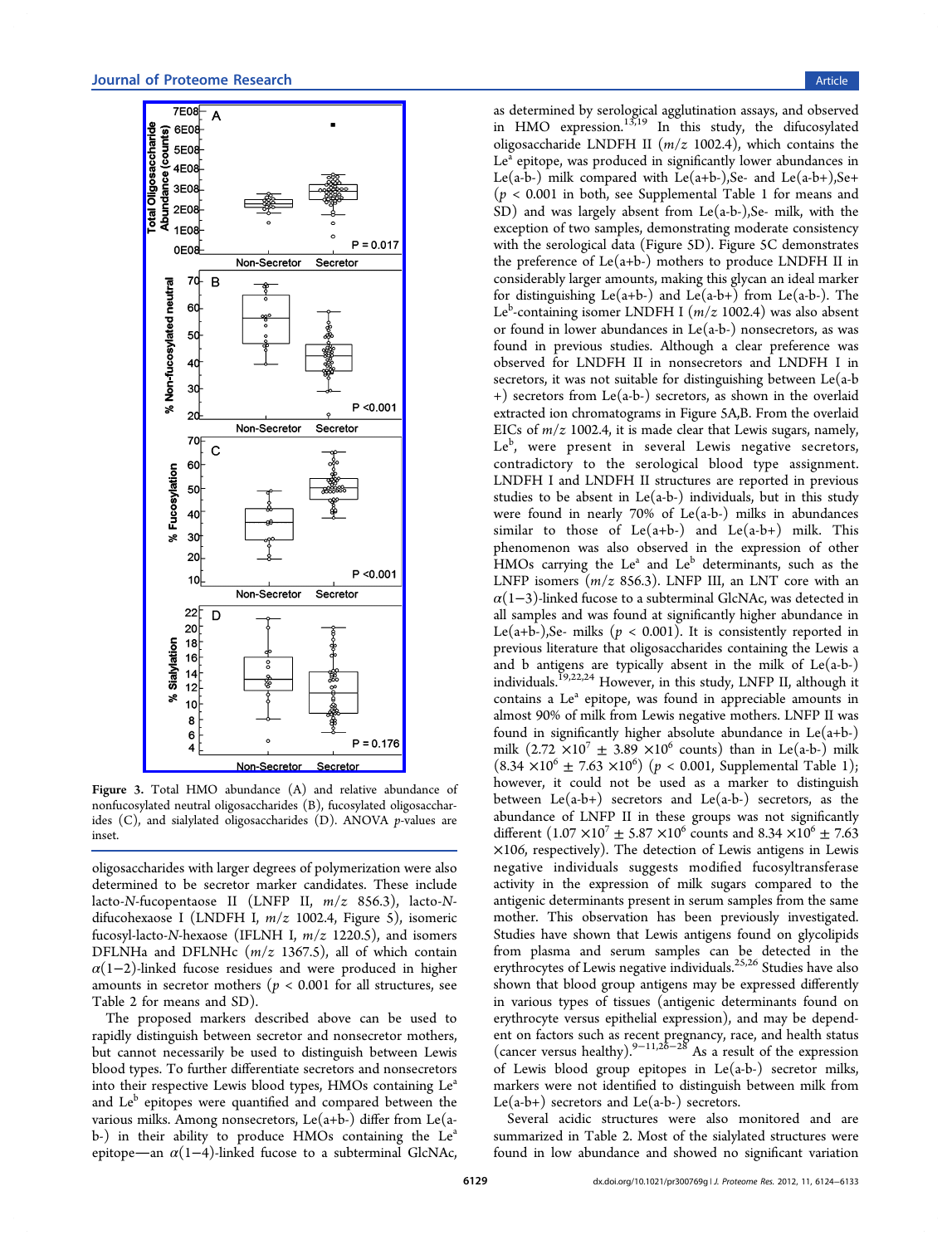Figure 3. Total HMO abundance (A) and relative abundance of nonfucosylated neutral oligosaccharides (B), fucosylated oligosaccharides (C), and sialylated oligosaccharides (D). ANOVA $p$-values are inset.

oligosaccharides with larger degrees of polymerization were also determined to be secretor marker candidates. These include lacto-$N$-fucopentaose II (LNFP II, $m/z$ 856.3), lacto-$N$-difucohexaose I (LNDFH I, $m/z$ 1002.4, Figure 5), isomeric fucosyl-lacto-$N$-hexaose (IFLNH I, $m/z$ 1220.5), and isomers DFLNHa and DFLNHc ($m/z$ 1367.5), all of which contain $\alpha(1-2)$-linked fucose residues and were produced in higher amounts in secretor mothers ($p < 0.001$ for all structures, see Table 2 for means and SD).

The proposed markers described above can be used to rapidly distinguish between secretor and nonsecretor mothers, but cannot necessarily be used to distinguish between Lewis blood types. To further differentiate secretors and nonsecretors into their respective Lewis blood types, HMOs containing Le$^a$ and Le$^b$ epitopes were quantified and compared between the various milks. Among nonsecretors, Le(a+b-) differ from Le(a-b-) in their ability to produce HMOs containing the Le$^a$ epitope—an $\alpha(1-4)$-linked fucose to a subterminal GlcNAc, as determined by serological agglutination assays, and observed in HMO expression.[13,19] In this study, the difucosylated oligosaccharide LNDFH II ($m/z$ 1002.4), which contains the Le$^a$ epitope, was produced in significantly lower abundances in Le(a-b-) milk compared with Le(a+b-),Se- and Le(a-b+),Se+ ($p < 0.001$ in both, see Supplemental Table 1 for means and SD) and was largely absent from Le(a-b-),Se- milk, with the exception of two samples, demonstrating moderate consistency with the serological data (Figure 5D). Figure 5C demonstrates the preference of Le(a+b-) mothers to produce LNDFH II in considerably larger amounts, making this glycan an ideal marker for distinguishing Le(a+b-) and Le(a-b+) from Le(a-b-). The Le$^b$-containing isomer LNDFH I ($m/z$ 1002.4) was also absent or found in lower abundances in Le(a-b-) nonsecretors, as was found in previous studies. Although a clear preference was observed for LNDFH II in nonsecretors and LNDFH I in secretors, it was not suitable for distinguishing between Le(a-b+) secretors from Le(a-b-) secretors, as shown in the overlaid extracted ion chromatograms in Figure 5A,B. From the overlaid EICs of $m/z$ 1002.4, it is made clear that Lewis sugars, namely, Le$^b$, were present in several Lewis negative secretors, contradictory to the serological blood type assignment. LNDFH I and LNDFH II structures are reported in previous studies to be absent in Le(a-b-) individuals, but in this study were found in nearly 70% of Le(a-b-) milks in abundances similar to those of Le(a+b-) and Le(a-b+) milk. This phenomenon was also observed in the expression of other HMOs carrying the Le$^a$ and Le$^b$ determinants, such as the LNFP isomers ($m/z$ 856.3). LNFP III, an LNT core with an $\alpha(1-3)$-linked fucose to a subterminal GlcNAc, was detected in all samples and was found at significantly higher abundance in Le(a+b-),Se- milks ($p < 0.001$). It is consistently reported in previous literature that oligosaccharides containing the Lewis a and b antigens are typically absent in the milk of Le(a-b-) individuals.[19,22,24] However, in this study, LNFP II, although it contains a Le$^a$ epitope, was found in appreciable amounts in almost 90% of milk from Lewis negative mothers. LNFP II was found in significantly higher absolute abundance in Le(a+b-) milk ($2.72 \times 10^7 \pm 3.89 \times 10^6$ counts) than in Le(a-b-) milk ($8.34 \times 10^6 \pm 7.63 \times 10^6$) ($p < 0.001$, Supplemental Table 1); however, it could not be used as a marker to distinguish between Le(a-b+) secretors and Le(a-b-) secretors, as the abundance of LNFP II in these groups was not significantly different ($1.07 \times 10^7 \pm 5.87 \times 10^6$ counts and $8.34 \times 10^6 \pm 7.63 \times 106$, respectively). The detection of Lewis antigens in Lewis negative individuals suggests modified fucosyltransferase activity in the expression of milk sugars compared to the antigenic determinants present in serum samples from the same mother. This observation has been previously investigated. Studies have shown that Lewis antigens found on glycolipids from plasma and serum samples can be detected in the erythrocytes of Lewis negative individuals.[25,26] Studies have also shown that blood group antigens may be expressed differently in various types of tissues (antigenic determinants found on erythrocyte versus epithelial expression), and may be dependent on factors such as recent pregnancy, race, and health status (cancer versus healthy).[9−11,26−28] As a result of the expression of Lewis blood group epitopes in Le(a-b-) secretor milks, markers were not identified to distinguish between milk from Le(a-b+) secretors and Le(a-b-) secretors.

Several acidic structures were also monitored and are summarized in Table 2. Most of the sialylated structures were found in low abundance and showed no significant variation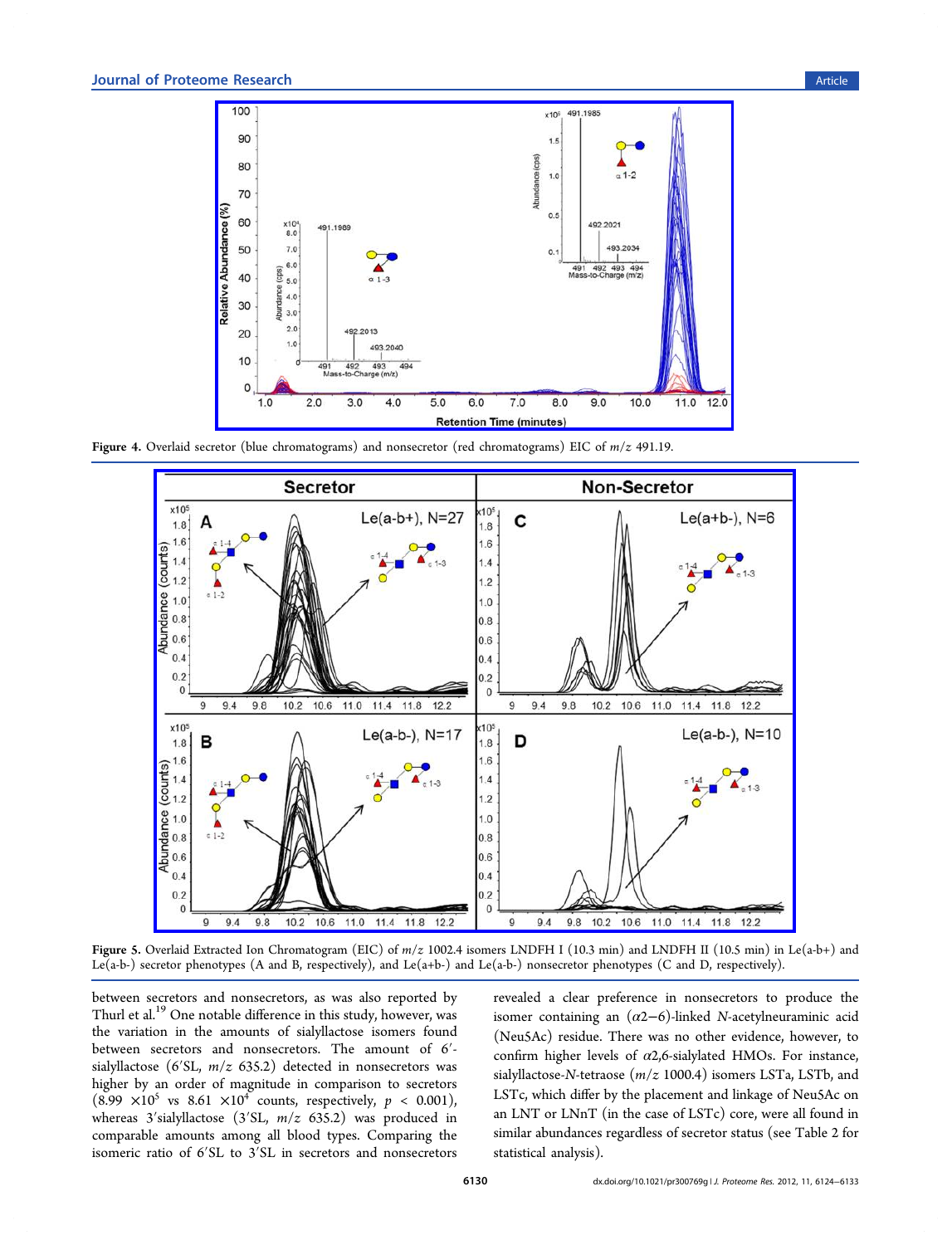**Figure 4.** Overlaid secretor (blue chromatograms) and nonsecretor (red chromatograms) EIC of $m/z$ 491.19.

**Figure 5.** Overlaid Extracted Ion Chromatogram (EIC) of $m/z$ 1002.4 isomers LNDFH I (10.3 min) and LNDFH II (10.5 min) in Le(a-b+) and Le(a-b-) secretor phenotypes (A and B, respectively), and Le(a+b-) and Le(a-b-) nonsecretor phenotypes (C and D, respectively).

between secretors and nonsecretors, as was also reported by Thurl et al.[19] One notable difference in this study, however, was the variation in the amounts of sialyllactose isomers found between secretors and nonsecretors. The amount of 6′-sialyllactose (6′SL, $m/z$ 635.2) detected in nonsecretors was higher by an order of magnitude in comparison to secretors ($8.99 \times 10^5$ vs $8.61 \times 10^4$ counts, respectively, $p < 0.001$), whereas 3′sialyllactose (3′SL, $m/z$ 635.2) was produced in comparable amounts among all blood types. Comparing the isomeric ratio of 6′SL to 3′SL in secretors and nonsecretors revealed a clear preference in nonsecretors to produce the isomer containing an ($\alpha$2−6)-linked $N$-acetylneuraminic acid (Neu5Ac) residue. There was no other evidence, however, to confirm higher levels of $\alpha$2,6-sialylated HMOs. For instance, sialyllactose-$N$-tetraose ($m/z$ 1000.4) isomers LSTa, LSTb, and LSTc, which differ by the placement and linkage of Neu5Ac on an LNT or LNnT (in the case of LSTc) core, were all found in similar abundances regardless of secretor status (see Table 2 for statistical analysis).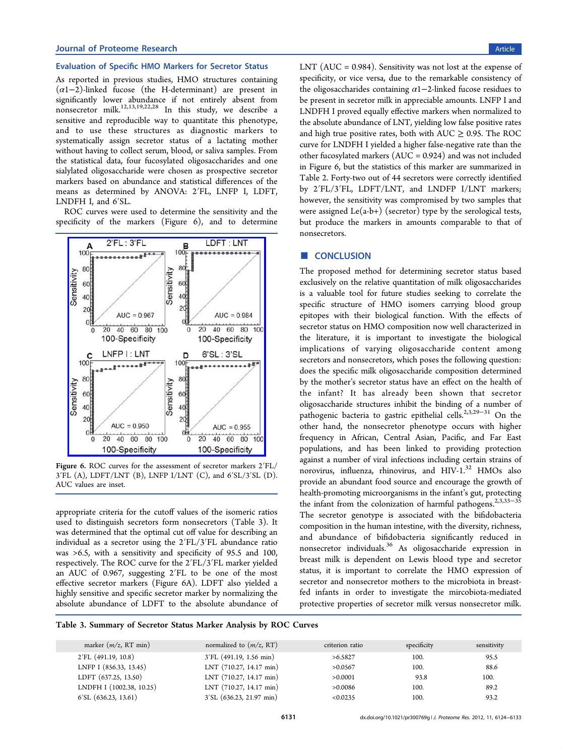### Evaluation of Specific HMO Markers for Secretor Status

As reported in previous studies, HMO structures containing ($\alpha$1−2)-linked fucose (the H-determinant) are present in significantly lower abundance if not entirely absent from nonsecretor milk.[12,13,19,22,28] In this study, we describe a sensitive and reproducible way to quantitate this phenotype, and to use these structures as diagnostic markers to systematically assign secretor status of a lactating mother without having to collect serum, blood, or saliva samples. From the statistical data, four fucosylated oligosaccharides and one sialylated oligosaccharide were chosen as prospective secretor markers based on abundance and statistical differences of the means as determined by ANOVA: 2′FL, LNFP I, LDFT, LNDFH I, and 6′SL.

ROC curves were used to determine the sensitivity and the specificity of the markers (Figure 6), and to determine appropriate criteria for the cutoff values of the isomeric ratios used to distinguish secretors form nonsecretors (Table 3). It was determined that the optimal cut off value for describing an individual as a secretor using the 2′FL/3′FL abundance ratio was >6.5, with a sensitivity and specificity of 95.5 and 100, respectively. The ROC curve for the 2′FL/3′FL marker yielded an AUC of 0.967, suggesting 2′FL to be one of the most effective secretor markers (Figure 6A). LDFT also yielded a highly sensitive and specific secretor marker by normalizing the absolute abundance of LDFT to the absolute abundance of LNT (AUC = 0.984). Sensitivity was not lost at the expense of specificity, or vice versa, due to the remarkable consistency of the oligosaccharides containing $\alpha$1−2-linked fucose residues to be present in secretor milk in appreciable amounts. LNFP I and LNDFH I proved equally effective markers when normalized to the absolute abundance of LNT, yielding low false positive rates and high true positive rates, both with AUC ≥ 0.95. The ROC curve for LNDFH I yielded a higher false-negative rate than the other fucosylated markers (AUC = 0.924) and was not included in Figure 6, but the statistics of this marker are summarized in Table 2. Forty-two out of 44 secretors were correctly identified by 2′FL/3′FL, LDFT/LNT, and LNDFP I/LNT markers; however, the sensitivity was compromised by two samples that were assigned Le(a-b+) (secretor) type by the serological tests, but produce the markers in amounts comparable to that of nonsecretors.

Figure 6. ROC curves for the assessment of secretor markers 2′FL/3′FL (A), LDFT/LNT (B), LNFP I/LNT (C), and 6′SL/3′SL (D). AUC values are inset.

## CONCLUSION

The proposed method for determining secretor status based exclusively on the relative quantitation of milk oligosaccharides is a valuable tool for future studies seeking to correlate the specific structure of HMO isomers carrying blood group epitopes with their biological function. With the effects of secretor status on HMO composition now well characterized in the literature, it is important to investigate the biological implications of varying oligosaccharide content among secretors and nonsecretors, which poses the following question: does the specific milk oligosaccharide composition determined by the mother's secretor status have an effect on the health of the infant? It has already been shown that secretor oligosaccharide structures inhibit the binding of a number of pathogenic bacteria to gastric epithelial cells.[2,3,29−31] On the other hand, the nonsecretor phenotype occurs with higher frequency in African, Central Asian, Pacific, and Far East populations, and has been linked to providing protection against a number of viral infections including certain strains of norovirus, influenza, rhinovirus, and HIV-1.[32] HMOs also provide an abundant food source and encourage the growth of health-promoting microorganisms in the infant's gut, protecting the infant from the colonization of harmful pathogens.[2,3,33−35] The secretor genotype is associated with the bifidobacteria composition in the human intestine, with the diversity, richness, and abundance of bifidobacteria significantly reduced in nonsecretor individuals.[36] As oligosaccharide expression in breast milk is dependent on Lewis blood type and secretor status, it is important to correlate the HMO expression of secretor and nonsecretor mothers to the microbiota in breast-fed infants in order to investigate the mircobiota-mediated protective properties of secretor milk versus nonsecretor milk.

Table 3. Summary of Secretor Status Marker Analysis by ROC Curves

| marker ($m/z$, RT min) | normalized to ($m/z$, RT) | criterion ratio | specificity | sensitivity |
|---|---|---|---|---|
| 2′FL (491.19, 10.8) | 3′FL (491.19, 1.56 min) | >6.5827 | 100. | 95.5 |
| LNFP I (856.33, 13.45) | LNT (710.27, 14.17 min) | >0.0567 | 100. | 88.6 |
| LDFT (637.25, 13.50) | LNT (710.27, 14.17 min) | >0.0001 | 93.8 | 100. |
| LNDFH I (1002.38, 10.25) | LNT (710.27, 14.17 min) | >0.0086 | 100. | 89.2 |
| 6′SL (636.23, 13.61) | 3′SL (636.23, 21.97 min) | <0.0235 | 100. | 93.2 |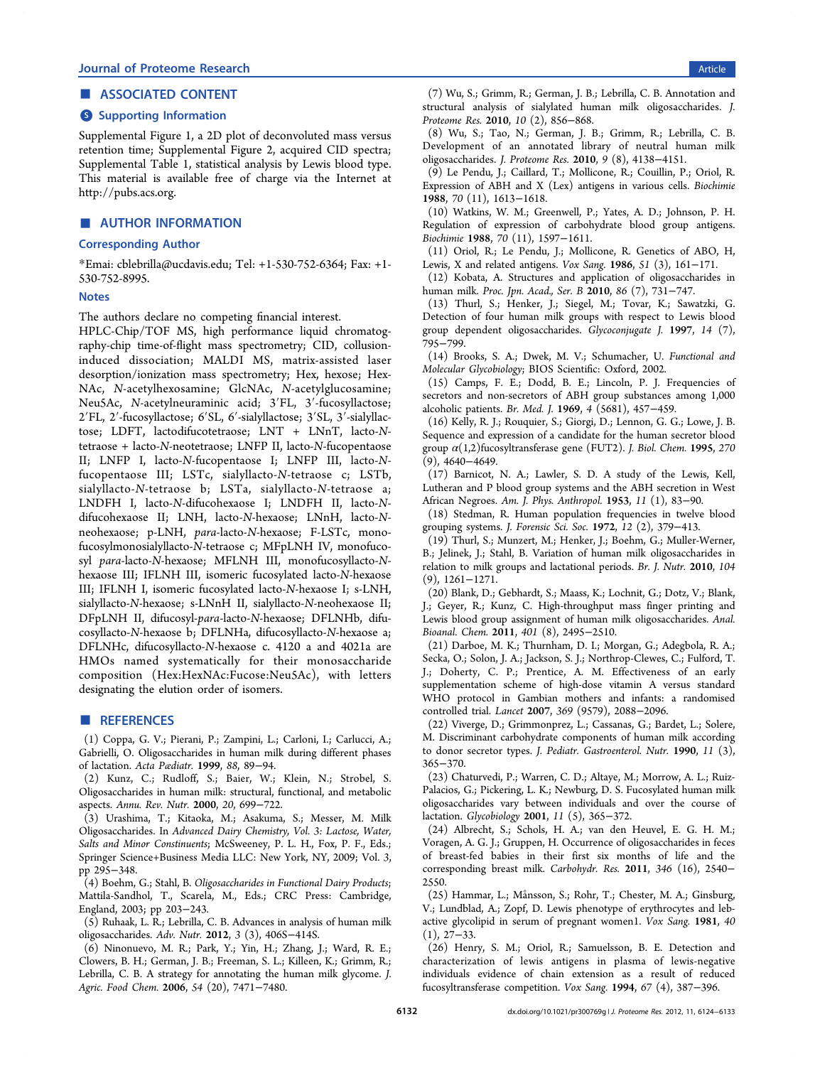## ■ ASSOCIATED CONTENT

### Supporting Information

Supplemental Figure 1, a 2D plot of deconvoluted mass versus retention time; Supplemental Figure 2, acquired CID spectra; Supplemental Table 1, statistical analysis by Lewis blood type. This material is available free of charge via the Internet at http://pubs.acs.org.

## ■ AUTHOR INFORMATION

### Corresponding Author

*Email: cblebrilla@ucdavis.edu; Tel: +1-530-752-6364; Fax: +1-530-752-8995.

### Notes

The authors declare no competing financial interest.

HPLC-Chip/TOF MS, high performance liquid chromatography-chip time-of-flight mass spectrometry; CID, collision-induced dissociation; MALDI MS, matrix-assisted laser desorption/ionization mass spectrometry; Hex, hexose; HexNAc, *N*-acetylhexosamine; GlcNAc, *N*-acetylglucosamine; Neu5Ac, *N*-acetylneuraminic acid; 3′FL, 3′-fucosyllactose; 2′FL, 2′-fucosyllactose; 6′SL, 6′-sialyllactose; 3′SL, 3′-sialyllactose; LDFT, lactodifucotetraose; LNT + LNnT, lacto-*N*-tetraose + lacto-*N*-neotetraose; LNFP II, lacto-*N*-fucopentaose II; LNFP I, lacto-*N*-fucopentaose I; LNFP III, lacto-*N*-fucopentaose III; LSTc, sialyllacto-*N*-tetraose c; LSTb, sialyllacto-*N*-tetraose b; LSTa, sialyllacto-*N*-tetraose a; LNDFH I, lacto-*N*-difucohexaose I; LNDFH II, lacto-*N*-difucohexaose II; LNH, lacto-*N*-hexaose; LNnH, lacto-*N*-neohexaose; p-LNH, *para*-lacto-*N*-hexaose; F-LSTc, monofucosylmonosialyllacto-*N*-tetraose c; MFpLNH IV, monofucosyl *para*-lacto-*N*-hexaose; MFLNH III, monofucosyllacto-*N*-hexaose III; IFLNH III, isomeric fucosylated lacto-*N*-hexaose III; IFLNH I, isomeric fucosylated lacto-*N*-hexaose I; s-LNH, sialyllacto-*N*-hexaose; s-LNnH II, sialyllacto-*N*-neohexaose II; DFpLNH II, difucosyl-*para*-lacto-*N*-hexaose; DFLNHb, difucosyllacto-*N*-hexaose b; DFLNHa, difucosyllacto-*N*-hexaose a; DFLNHc, difucosyllacto-*N*-hexaose c. 4120 a and 4021a are HMOs named systematically for their monosaccharide composition (Hex:HexNAc:Fucose:Neu5Ac), with letters designating the elution order of isomers.

## ■ REFERENCES

(1) Coppa, G. V.; Pierani, P.; Zampini, L.; Carloni, I.; Carlucci, A.; Gabrielli, O. Oligosaccharides in human milk during different phases of lactation. *Acta Pædiatr.* **1999**, *88*, 89−94.

(2) Kunz, C.; Rudloff, S.; Baier, W.; Klein, N.; Strobel, S. Oligosaccharides in human milk: structural, functional, and metabolic aspects. *Annu. Rev. Nutr.* **2000**, *20*, 699−722.

(3) Urashima, T.; Kitaoka, M.; Asakuma, S.; Messer, M. Milk Oligosaccharides. In *Advanced Dairy Chemistry, Vol. 3: Lactose, Water, Salts and Minor Constituents*; McSweeney, P. L. H., Fox, P. F., Eds.; Springer Science+Business Media LLC: New York, NY, 2009; Vol. 3, pp 295−348.

(4) Boehm, G.; Stahl, B. *Oligosaccharides in Functional Dairy Products*; Mattila-Sandhol, T., Scarela, M., Eds.; CRC Press: Cambridge, England, 2003; pp 203−243.

(5) Ruhaak, L. R.; Lebrilla, C. B. Advances in analysis of human milk oligosaccharides. *Adv. Nutr.* **2012**, *3* (3), 406S−414S.

(6) Ninonuevo, M. R.; Park, Y.; Yin, H.; Zhang, J.; Ward, R. E.; Clowers, B. H.; German, J. B.; Freeman, S. L.; Killeen, K.; Grimm, R.; Lebrilla, C. B. A strategy for annotating the human milk glycome. *J. Agric. Food Chem.* **2006**, *54* (20), 7471−7480.

(7) Wu, S.; Grimm, R.; German, J. B.; Lebrilla, C. B. Annotation and structural analysis of sialylated human milk oligosaccharides. *J. Proteome Res.* **2010**, *10* (2), 856−868.

(8) Wu, S.; Tao, N.; German, J. B.; Grimm, R.; Lebrilla, C. B. Development of an annotated library of neutral human milk oligosaccharides. *J. Proteome Res.* **2010**, *9* (8), 4138−4151.

(9) Le Pendu, J.; Caillard, T.; Mollicone, R.; Couillin, P.; Oriol, R. Expression of ABH and X (Lex) antigens in various cells. *Biochimie* **1988**, *70* (11), 1613−1618.

(10) Watkins, W. M.; Greenwell, P.; Yates, A. D.; Johnson, P. H. Regulation of expression of carbohydrate blood group antigens. *Biochimie* **1988**, *70* (11), 1597−1611.

(11) Oriol, R.; Le Pendu, J.; Mollicone, R. Genetics of ABO, H, Lewis, X and related antigens. *Vox Sang.* **1986**, *51* (3), 161−171.

(12) Kobata, A. Structures and application of oligosaccharides in human milk. *Proc. Jpn. Acad., Ser. B* **2010**, *86* (7), 731−747.

(13) Thurl, S.; Henker, J.; Siegel, M.; Tovar, K.; Sawatzki, G. Detection of four human milk groups with respect to Lewis blood group dependent oligosaccharides. *Glycoconjugate J.* **1997**, *14* (7), 795−799.

(14) Brooks, S. A.; Dwek, M. V.; Schumacher, U. *Functional and Molecular Glycobiology*; BIOS Scientific: Oxford, 2002.

(15) Camps, F. E.; Dodd, B. E.; Lincoln, P. J. Frequencies of secretors and non-secretors of ABH group substances among 1,000 alcoholic patients. *Br. Med. J.* **1969**, *4* (5681), 457−459.

(16) Kelly, R. J.; Rouquier, S.; Giorgi, D.; Lennon, G. G.; Lowe, J. B. Sequence and expression of a candidate for the human secretor blood group α(1,2)fucosyltransferase gene (FUT2). *J. Biol. Chem.* **1995**, *270* (9), 4640−4649.

(17) Barnicot, N. A.; Lawler, S. D. A study of the Lewis, Kell, Lutheran and P blood group systems and the ABH secretion in West African Negroes. *Am. J. Phys. Anthropol.* **1953**, *11* (1), 83−90.

(18) Stedman, R. Human population frequencies in twelve blood grouping systems. *J. Forensic Sci. Soc.* **1972**, *12* (2), 379−413.

(19) Thurl, S.; Munzert, M.; Henker, J.; Boehm, G.; Muller-Werner, B.; Jelinek, J.; Stahl, B. Variation of human milk oligosaccharides in relation to milk groups and lactational periods. *Br. J. Nutr.* **2010**, *104* (9), 1261−1271.

(20) Blank, D.; Gebhardt, S.; Maass, K.; Lochnit, G.; Dotz, V.; Blank, J.; Geyer, R.; Kunz, C. High-throughput mass finger printing and Lewis blood group assignment of human milk oligosaccharides. *Anal. Bioanal. Chem.* **2011**, *401* (8), 2495−2510.

(21) Darboe, M. K.; Thurnham, D. I.; Morgan, G.; Adegbola, R. A.; Secka, O.; Solon, J. A.; Jackson, S. J.; Northrop-Clewes, C.; Fulford, T. J.; Doherty, C. P.; Prentice, A. M. Effectiveness of an early supplementation scheme of high-dose vitamin A versus standard WHO protocol in Gambian mothers and infants: a randomised controlled trial. *Lancet* **2007**, *369* (9579), 2088−2096.

(22) Viverge, D.; Grimmonprez, L.; Cassanas, G.; Bardet, L.; Solere, M. Discriminant carbohydrate components of human milk according to donor secretor types. *J. Pediatr. Gastroenterol. Nutr.* **1990**, *11* (3), 365−370.

(23) Chaturvedi, P.; Warren, C. D.; Altaye, M.; Morrow, A. L.; Ruiz-Palacios, G.; Pickering, L. K.; Newburg, D. S. Fucosylated human milk oligosaccharides vary between individuals and over the course of lactation. *Glycobiology* **2001**, *11* (5), 365−372.

(24) Albrecht, S.; Schols, H. A.; van den Heuvel, E. G. H. M.; Voragen, A. G. J.; Gruppen, H. Occurrence of oligosaccharides in feces of breast-fed babies in their first six months of life and the corresponding breast milk. *Carbohydr. Res.* **2011**, *346* (16), 2540−2550.

(25) Hammar, L.; Månsson, S.; Rohr, T.; Chester, M. A.; Ginsburg, V.; Lundblad, A.; Zopf, D. Lewis phenotype of erythrocytes and leb-active glycolipid in serum of pregnant women1. *Vox Sang.* **1981**, *40* (1), 27−33.

(26) Henry, S. M.; Oriol, R.; Samuelsson, B. E. Detection and characterization of lewis antigens in plasma of lewis-negative individuals evidence of chain extension as a result of reduced fucosyltransferase competition. *Vox Sang.* **1994**, *67* (4), 387−396.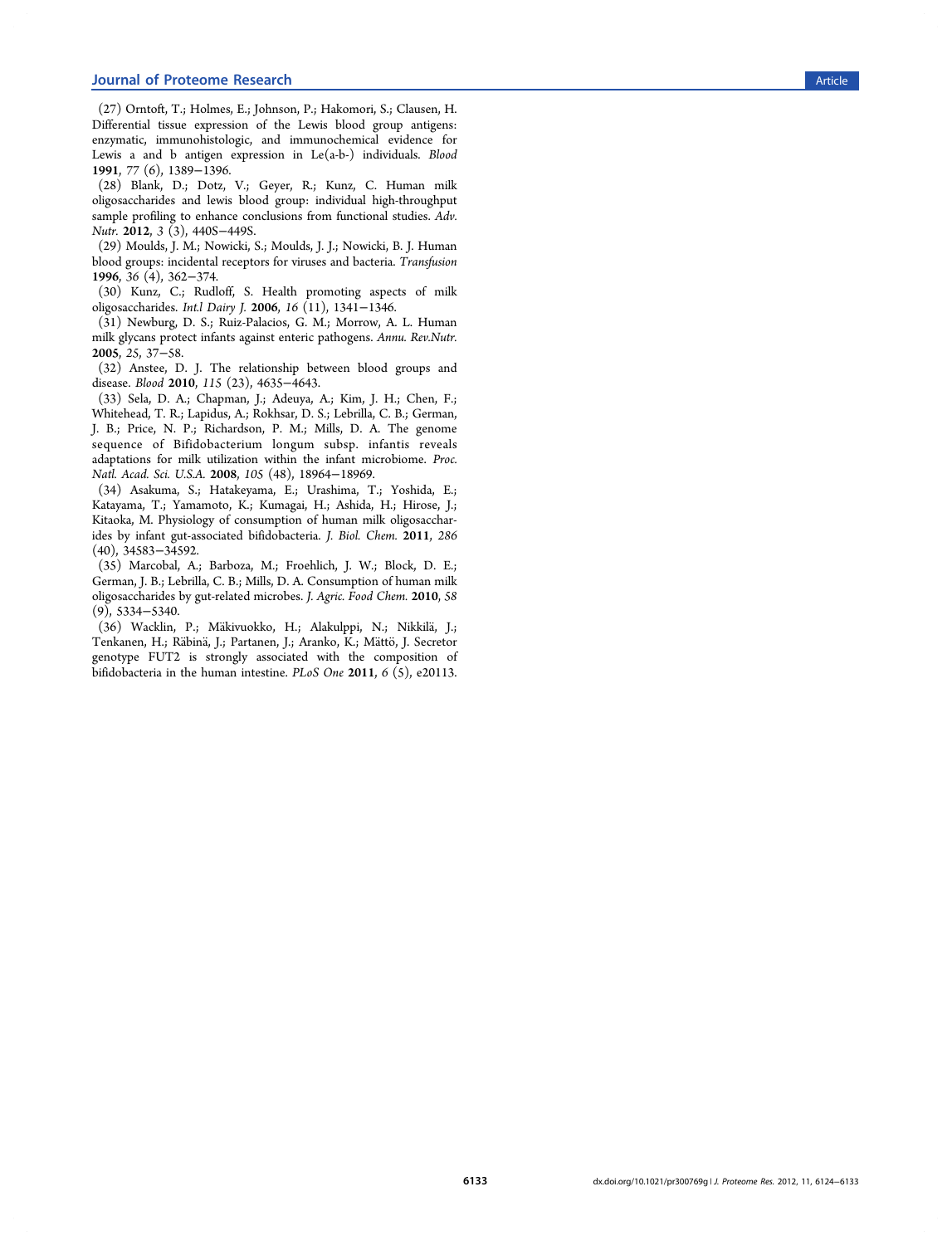(27) Orntoft, T.; Holmes, E.; Johnson, P.; Hakomori, S.; Clausen, H. Differential tissue expression of the Lewis blood group antigens: enzymatic, immunohistologic, and immunochemical evidence for Lewis a and b antigen expression in Le(a-b-) individuals. *Blood* **1991**, *77* (6), 1389−1396.

(28) Blank, D.; Dotz, V.; Geyer, R.; Kunz, C. Human milk oligosaccharides and lewis blood group: individual high-throughput sample profiling to enhance conclusions from functional studies. *Adv. Nutr.* **2012**, *3* (3), 440S−449S.

(29) Moulds, J. M.; Nowicki, S.; Moulds, J. J.; Nowicki, B. J. Human blood groups: incidental receptors for viruses and bacteria. *Transfusion* **1996**, *36* (4), 362−374.

(30) Kunz, C.; Rudloff, S. Health promoting aspects of milk oligosaccharides. *Int.l Dairy J.* **2006**, *16* (11), 1341−1346.

(31) Newburg, D. S.; Ruiz-Palacios, G. M.; Morrow, A. L. Human milk glycans protect infants against enteric pathogens. *Annu. Rev.Nutr.* **2005**, *25*, 37−58.

(32) Anstee, D. J. The relationship between blood groups and disease. *Blood* **2010**, *115* (23), 4635−4643.

(33) Sela, D. A.; Chapman, J.; Adeuya, A.; Kim, J. H.; Chen, F.; Whitehead, T. R.; Lapidus, A.; Rokhsar, D. S.; Lebrilla, C. B.; German, J. B.; Price, N. P.; Richardson, P. M.; Mills, D. A. The genome sequence of Bifidobacterium longum subsp. infantis reveals adaptations for milk utilization within the infant microbiome. *Proc. Natl. Acad. Sci. U.S.A.* **2008**, *105* (48), 18964−18969.

(34) Asakuma, S.; Hatakeyama, E.; Urashima, T.; Yoshida, E.; Katayama, T.; Yamamoto, K.; Kumagai, H.; Ashida, H.; Hirose, J.; Kitaoka, M. Physiology of consumption of human milk oligosaccharides by infant gut-associated bifidobacteria. *J. Biol. Chem.* **2011**, *286* (40), 34583−34592.

(35) Marcobal, A.; Barboza, M.; Froehlich, J. W.; Block, D. E.; German, J. B.; Lebrilla, C. B.; Mills, D. A. Consumption of human milk oligosaccharides by gut-related microbes. *J. Agric. Food Chem.* **2010**, *58* (9), 5334−5340.

(36) Wacklin, P.; Mäkivuokko, H.; Alakulppi, N.; Nikkilä, J.; Tenkanen, H.; Räbinä, J.; Partanen, J.; Aranko, K.; Mättö, J. Secretor genotype FUT2 is strongly associated with the composition of bifidobacteria in the human intestine. *PLoS One* **2011**, *6* (5), e20113.